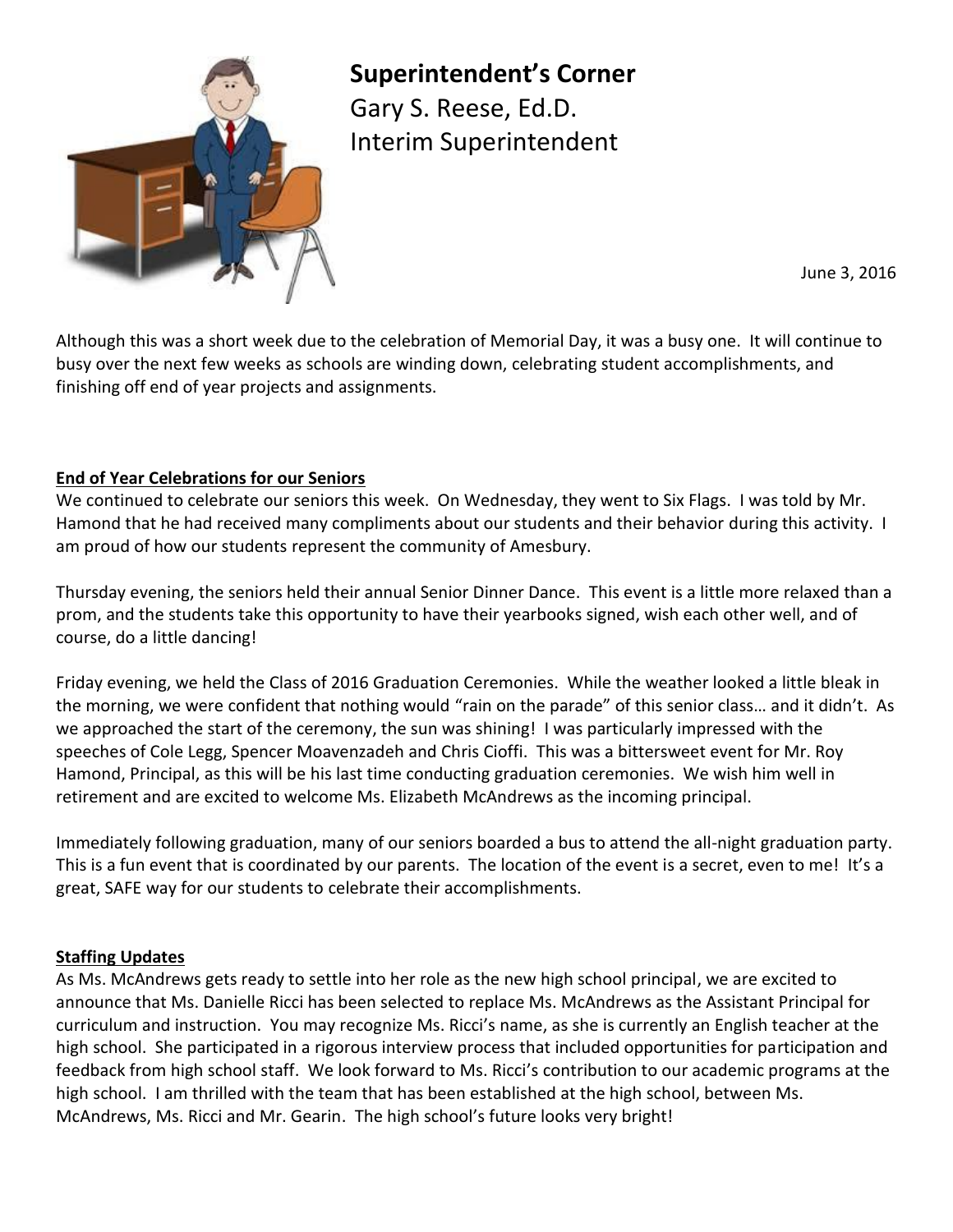# Superintendent's Corner

Gary S. Reese, Ed.D.
Interim Superintendent

June 3, 2016

Although this was a short week due to the celebration of Memorial Day, it was a busy one. It will continue to busy over the next few weeks as schools are winding down, celebrating student accomplishments, and finishing off end of year projects and assignments.

## End of Year Celebrations for our Seniors

We continued to celebrate our seniors this week. On Wednesday, they went to Six Flags. I was told by Mr. Hamond that he had received many compliments about our students and their behavior during this activity. I am proud of how our students represent the community of Amesbury.

Thursday evening, the seniors held their annual Senior Dinner Dance. This event is a little more relaxed than a prom, and the students take this opportunity to have their yearbooks signed, wish each other well, and of course, do a little dancing!

Friday evening, we held the Class of 2016 Graduation Ceremonies. While the weather looked a little bleak in the morning, we were confident that nothing would "rain on the parade" of this senior class… and it didn't. As we approached the start of the ceremony, the sun was shining! I was particularly impressed with the speeches of Cole Legg, Spencer Moavenzadeh and Chris Cioffi. This was a bittersweet event for Mr. Roy Hamond, Principal, as this will be his last time conducting graduation ceremonies. We wish him well in retirement and are excited to welcome Ms. Elizabeth McAndrews as the incoming principal.

Immediately following graduation, many of our seniors boarded a bus to attend the all-night graduation party. This is a fun event that is coordinated by our parents. The location of the event is a secret, even to me! It's a great, SAFE way for our students to celebrate their accomplishments.

## Staffing Updates

As Ms. McAndrews gets ready to settle into her role as the new high school principal, we are excited to announce that Ms. Danielle Ricci has been selected to replace Ms. McAndrews as the Assistant Principal for curriculum and instruction. You may recognize Ms. Ricci's name, as she is currently an English teacher at the high school. She participated in a rigorous interview process that included opportunities for participation and feedback from high school staff. We look forward to Ms. Ricci's contribution to our academic programs at the high school. I am thrilled with the team that has been established at the high school, between Ms. McAndrews, Ms. Ricci and Mr. Gearin. The high school's future looks very bright!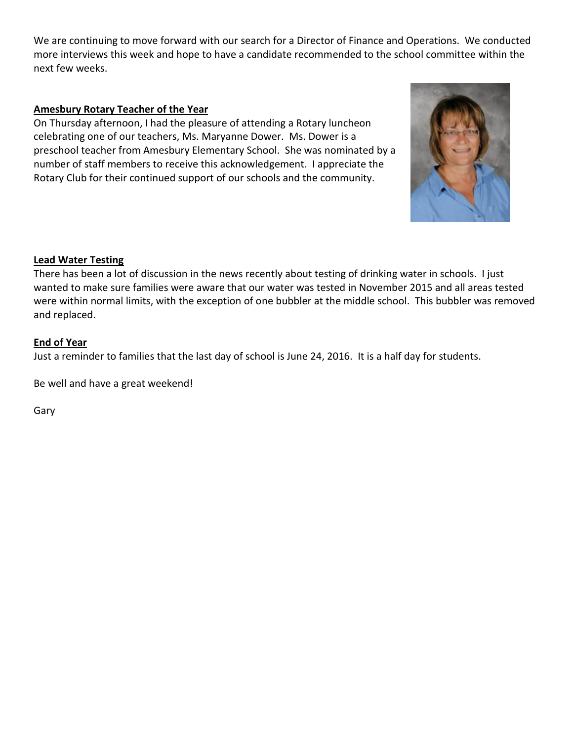We are continuing to move forward with our search for a Director of Finance and Operations. We conducted more interviews this week and hope to have a candidate recommended to the school committee within the next few weeks.

**Amesbury Rotary Teacher of the Year**

On Thursday afternoon, I had the pleasure of attending a Rotary luncheon celebrating one of our teachers, Ms. Maryanne Dower. Ms. Dower is a preschool teacher from Amesbury Elementary School. She was nominated by a number of staff members to receive this acknowledgement. I appreciate the Rotary Club for their continued support of our schools and the community.

**Lead Water Testing**

There has been a lot of discussion in the news recently about testing of drinking water in schools. I just wanted to make sure families were aware that our water was tested in November 2015 and all areas tested were within normal limits, with the exception of one bubbler at the middle school. This bubbler was removed and replaced.

**End of Year**

Just a reminder to families that the last day of school is June 24, 2016. It is a half day for students.

Be well and have a great weekend!

Gary